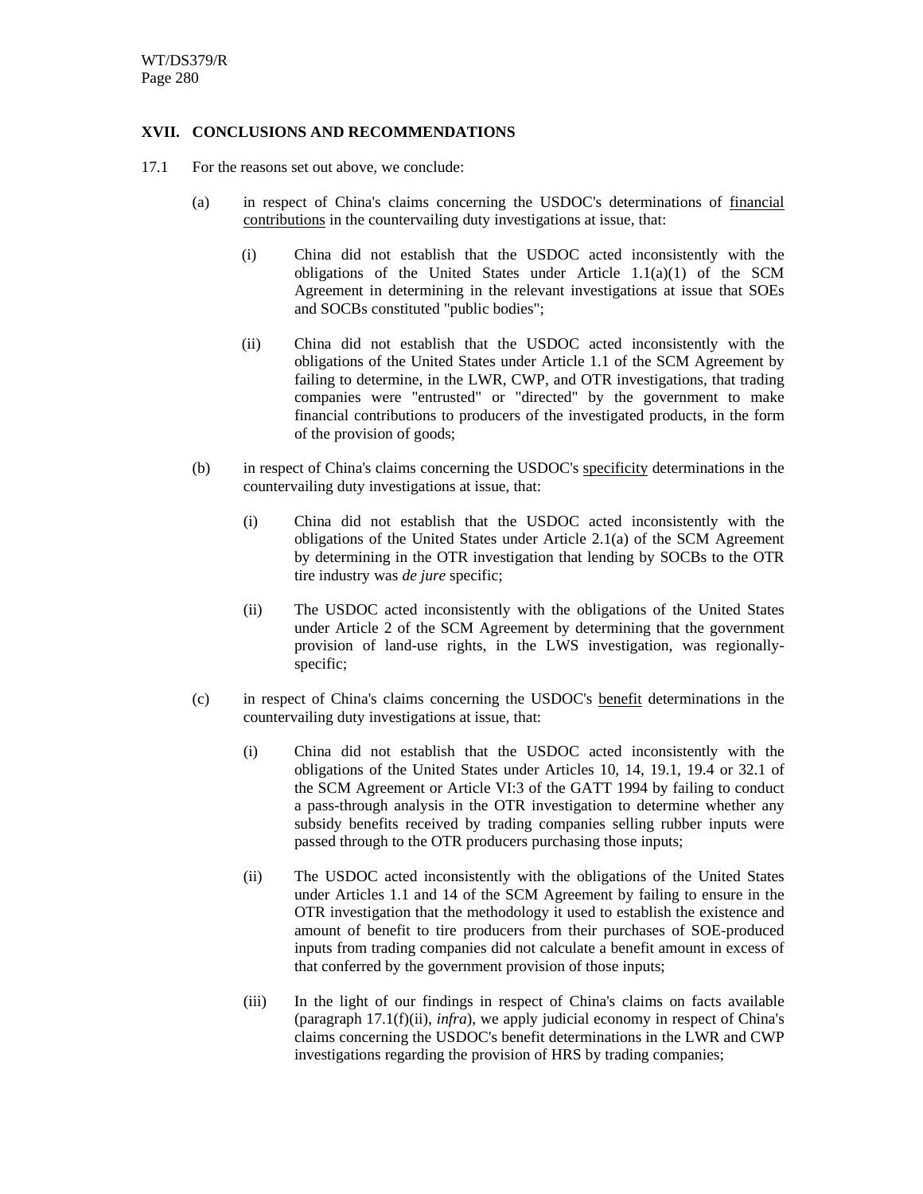## XVII. CONCLUSIONS AND RECOMMENDATIONS

17.1 For the reasons set out above, we conclude:

(a) in respect of China's claims concerning the USDOC's determinations of financial contributions in the countervailing duty investigations at issue, that:

(i) China did not establish that the USDOC acted inconsistently with the obligations of the United States under Article 1.1(a)(1) of the SCM Agreement in determining in the relevant investigations at issue that SOEs and SOCBs constituted "public bodies";

(ii) China did not establish that the USDOC acted inconsistently with the obligations of the United States under Article 1.1 of the SCM Agreement by failing to determine, in the LWR, CWP, and OTR investigations, that trading companies were "entrusted" or "directed" by the government to make financial contributions to producers of the investigated products, in the form of the provision of goods;

(b) in respect of China's claims concerning the USDOC's specificity determinations in the countervailing duty investigations at issue, that:

(i) China did not establish that the USDOC acted inconsistently with the obligations of the United States under Article 2.1(a) of the SCM Agreement by determining in the OTR investigation that lending by SOCBs to the OTR tire industry was *de jure* specific;

(ii) The USDOC acted inconsistently with the obligations of the United States under Article 2 of the SCM Agreement by determining that the government provision of land-use rights, in the LWS investigation, was regionally-specific;

(c) in respect of China's claims concerning the USDOC's benefit determinations in the countervailing duty investigations at issue, that:

(i) China did not establish that the USDOC acted inconsistently with the obligations of the United States under Articles 10, 14, 19.1, 19.4 or 32.1 of the SCM Agreement or Article VI:3 of the GATT 1994 by failing to conduct a pass-through analysis in the OTR investigation to determine whether any subsidy benefits received by trading companies selling rubber inputs were passed through to the OTR producers purchasing those inputs;

(ii) The USDOC acted inconsistently with the obligations of the United States under Articles 1.1 and 14 of the SCM Agreement by failing to ensure in the OTR investigation that the methodology it used to establish the existence and amount of benefit to tire producers from their purchases of SOE-produced inputs from trading companies did not calculate a benefit amount in excess of that conferred by the government provision of those inputs;

(iii) In the light of our findings in respect of China's claims on facts available (paragraph 17.1(f)(ii), *infra*), we apply judicial economy in respect of China's claims concerning the USDOC's benefit determinations in the LWR and CWP investigations regarding the provision of HRS by trading companies;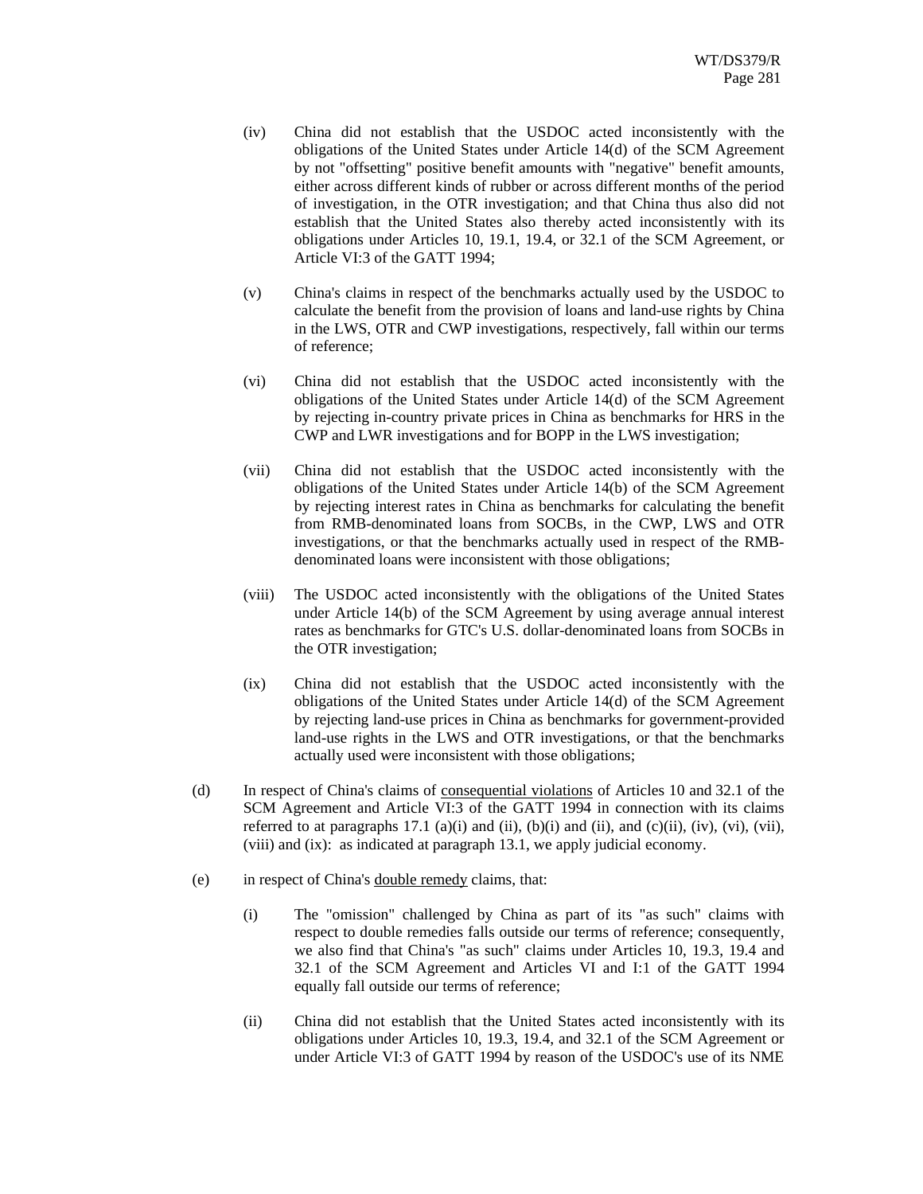(iv) China did not establish that the USDOC acted inconsistently with the obligations of the United States under Article 14(d) of the SCM Agreement by not "offsetting" positive benefit amounts with "negative" benefit amounts, either across different kinds of rubber or across different months of the period of investigation, in the OTR investigation; and that China thus also did not establish that the United States also thereby acted inconsistently with its obligations under Articles 10, 19.1, 19.4, or 32.1 of the SCM Agreement, or Article VI:3 of the GATT 1994;

(v) China's claims in respect of the benchmarks actually used by the USDOC to calculate the benefit from the provision of loans and land-use rights by China in the LWS, OTR and CWP investigations, respectively, fall within our terms of reference;

(vi) China did not establish that the USDOC acted inconsistently with the obligations of the United States under Article 14(d) of the SCM Agreement by rejecting in-country private prices in China as benchmarks for HRS in the CWP and LWR investigations and for BOPP in the LWS investigation;

(vii) China did not establish that the USDOC acted inconsistently with the obligations of the United States under Article 14(b) of the SCM Agreement by rejecting interest rates in China as benchmarks for calculating the benefit from RMB-denominated loans from SOCBs, in the CWP, LWS and OTR investigations, or that the benchmarks actually used in respect of the RMB-denominated loans were inconsistent with those obligations;

(viii) The USDOC acted inconsistently with the obligations of the United States under Article 14(b) of the SCM Agreement by using average annual interest rates as benchmarks for GTC's U.S. dollar-denominated loans from SOCBs in the OTR investigation;

(ix) China did not establish that the USDOC acted inconsistently with the obligations of the United States under Article 14(d) of the SCM Agreement by rejecting land-use prices in China as benchmarks for government-provided land-use rights in the LWS and OTR investigations, or that the benchmarks actually used were inconsistent with those obligations;

(d) In respect of China's claims of consequential violations of Articles 10 and 32.1 of the SCM Agreement and Article VI:3 of the GATT 1994 in connection with its claims referred to at paragraphs 17.1 (a)(i) and (ii), (b)(i) and (ii), and (c)(ii), (iv), (vi), (vii), (viii) and (ix): as indicated at paragraph 13.1, we apply judicial economy.

(e) in respect of China's double remedy claims, that:

(i) The "omission" challenged by China as part of its "as such" claims with respect to double remedies falls outside our terms of reference; consequently, we also find that China's "as such" claims under Articles 10, 19.3, 19.4 and 32.1 of the SCM Agreement and Articles VI and I:1 of the GATT 1994 equally fall outside our terms of reference;

(ii) China did not establish that the United States acted inconsistently with its obligations under Articles 10, 19.3, 19.4, and 32.1 of the SCM Agreement or under Article VI:3 of GATT 1994 by reason of the USDOC's use of its NME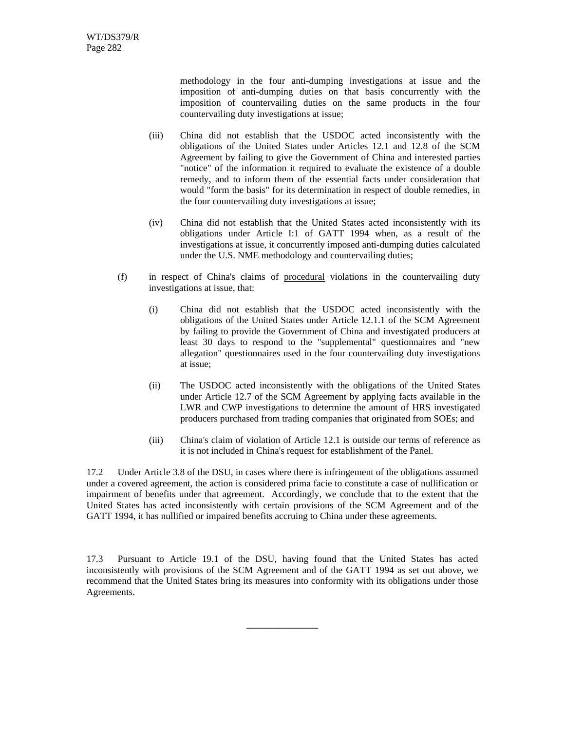methodology in the four anti-dumping investigations at issue and the imposition of anti-dumping duties on that basis concurrently with the imposition of countervailing duties on the same products in the four countervailing duty investigations at issue;

(iii) China did not establish that the USDOC acted inconsistently with the obligations of the United States under Articles 12.1 and 12.8 of the SCM Agreement by failing to give the Government of China and interested parties "notice" of the information it required to evaluate the existence of a double remedy, and to inform them of the essential facts under consideration that would "form the basis" for its determination in respect of double remedies, in the four countervailing duty investigations at issue;

(iv) China did not establish that the United States acted inconsistently with its obligations under Article I:1 of GATT 1994 when, as a result of the investigations at issue, it concurrently imposed anti-dumping duties calculated under the U.S. NME methodology and countervailing duties;

(f) in respect of China's claims of procedural violations in the countervailing duty investigations at issue, that:

(i) China did not establish that the USDOC acted inconsistently with the obligations of the United States under Article 12.1.1 of the SCM Agreement by failing to provide the Government of China and investigated producers at least 30 days to respond to the "supplemental" questionnaires and "new allegation" questionnaires used in the four countervailing duty investigations at issue;

(ii) The USDOC acted inconsistently with the obligations of the United States under Article 12.7 of the SCM Agreement by applying facts available in the LWR and CWP investigations to determine the amount of HRS investigated producers purchased from trading companies that originated from SOEs; and

(iii) China's claim of violation of Article 12.1 is outside our terms of reference as it is not included in China's request for establishment of the Panel.

17.2 Under Article 3.8 of the DSU, in cases where there is infringement of the obligations assumed under a covered agreement, the action is considered prima facie to constitute a case of nullification or impairment of benefits under that agreement. Accordingly, we conclude that to the extent that the United States has acted inconsistently with certain provisions of the SCM Agreement and of the GATT 1994, it has nullified or impaired benefits accruing to China under these agreements.

17.3 Pursuant to Article 19.1 of the DSU, having found that the United States has acted inconsistently with provisions of the SCM Agreement and of the GATT 1994 as set out above, we recommend that the United States bring its measures into conformity with its obligations under those Agreements.

\_\_\_\_\_\_\_\_\_\_\_\_\_\_\_